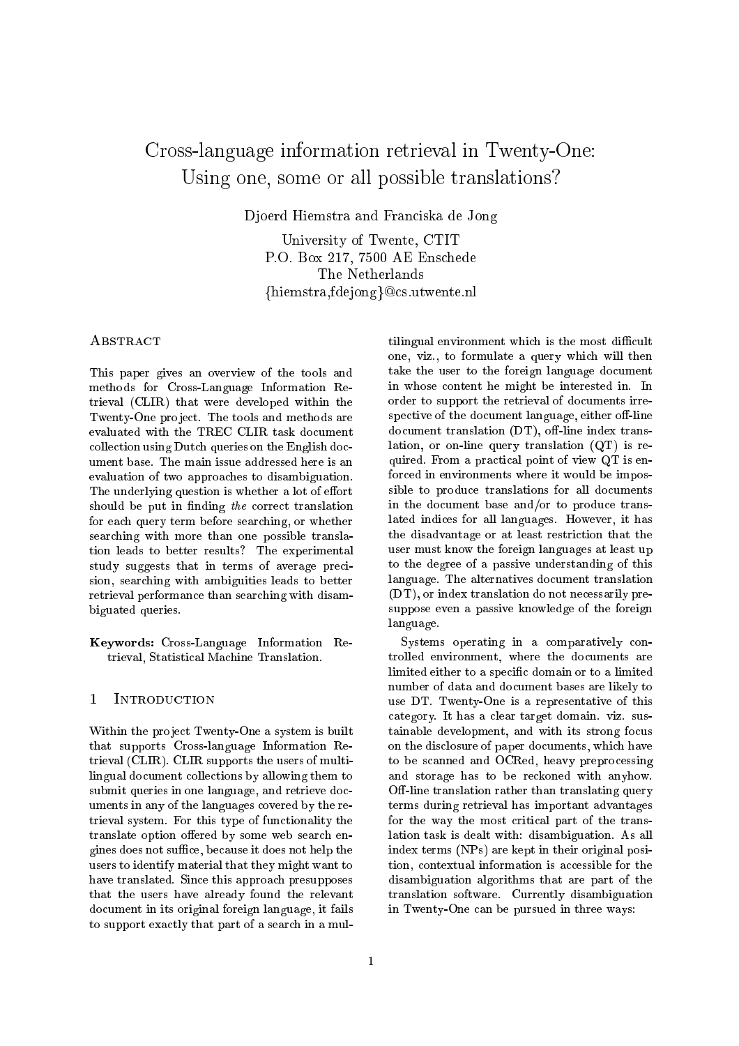# Cross-language information retrieval in Twenty-One: Using one, some or all possible translations?

Djoerd Hiemstra and Franciska de Jong

University of Twente, CTIT
P.O. Box 217, 7500 AE Enschede
The Netherlands
{hiemstra,fdejong}@cs.utwente.nl

## Abstract

This paper gives an overview of the tools and methods for Cross-Language Information Retrieval (CLIR) that were developed within the Twenty-One project. The tools and methods are evaluated with the TREC CLIR task document collection using Dutch queries on the English document base. The main issue addressed here is an evaluation of two approaches to disambiguation. The underlying question is whether a lot of effort should be put in finding *the* correct translation for each query term before searching, or whether searching with more than one possible translation leads to better results? The experimental study suggests that in terms of average precision, searching with ambiguities leads to better retrieval performance than searching with disambiguated queries.

**Keywords:** Cross-Language Information Retrieval, Statistical Machine Translation.

## 1 Introduction

Within the project Twenty-One a system is built that supports Cross-language Information Retrieval (CLIR). CLIR supports the users of multilingual document collections by allowing them to submit queries in one language, and retrieve documents in any of the languages covered by the retrieval system. For this type of functionality the translate option offered by some web search engines does not suffice, because it does not help the users to identify material that they might want to have translated. Since this approach presupposes that the users have already found the relevant document in its original foreign language, it fails to support exactly that part of a search in a multilingual environment which is the most difficult one, viz., to formulate a query which will then take the user to the foreign language document in whose content he might be interested in. In order to support the retrieval of documents irrespective of the document language, either off-line document translation (DT), off-line index translation, or on-line query translation (QT) is required. From a practical point of view QT is enforced in environments where it would be impossible to produce translations for all documents in the document base and/or to produce translated indices for all languages. However, it has the disadvantage or at least restriction that the user must know the foreign languages at least up to the degree of a passive understanding of this language. The alternatives document translation (DT), or index translation do not necessarily presuppose even a passive knowledge of the foreign language.

Systems operating in a comparatively controlled environment, where the documents are limited either to a specific domain or to a limited number of data and document bases are likely to use DT. Twenty-One is a representative of this category. It has a clear target domain. viz. sustainable development, and with its strong focus on the disclosure of paper documents, which have to be scanned and OCRed, heavy preprocessing and storage has to be reckoned with anyhow. Off-line translation rather than translating query terms during retrieval has important advantages for the way the most critical part of the translation task is dealt with: disambiguation. As all index terms (NPs) are kept in their original position, contextual information is accessible for the disambiguation algorithms that are part of the translation software. Currently disambiguation in Twenty-One can be pursued in three ways: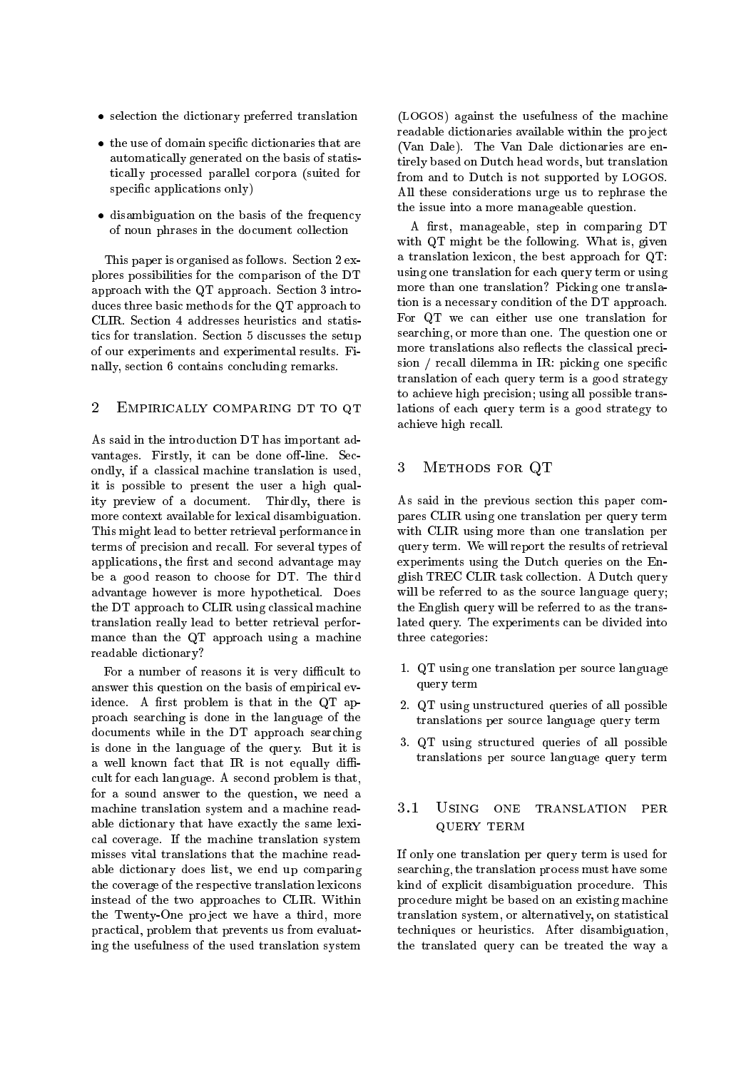- selection the dictionary preferred translation
- the use of domain specific dictionaries that are automatically generated on the basis of statistically processed parallel corpora (suited for specific applications only)
- disambiguation on the basis of the frequency of noun phrases in the document collection

This paper is organised as follows. Section 2 explores possibilities for the comparison of the DT approach with the QT approach. Section 3 introduces three basic methods for the QT approach to CLIR. Section 4 addresses heuristics and statistics for translation. Section 5 discusses the setup of our experiments and experimental results. Finally, section 6 contains concluding remarks.

## 2 Empirically comparing DT to QT

As said in the introduction DT has important advantages. Firstly, it can be done off-line. Secondly, if a classical machine translation is used, it is possible to present the user a high quality preview of a document. Thirdly, there is more context available for lexical disambiguation. This might lead to better retrieval performance in terms of precision and recall. For several types of applications, the first and second advantage may be a good reason to choose for DT. The third advantage however is more hypothetical. Does the DT approach to CLIR using classical machine translation really lead to better retrieval performance than the QT approach using a machine readable dictionary?

For a number of reasons it is very difficult to answer this question on the basis of empirical evidence. A first problem is that in the QT approach searching is done in the language of the documents while in the DT approach searching is done in the language of the query. But it is a well known fact that IR is not equally difficult for each language. A second problem is that, for a sound answer to the question, we need a machine translation system and a machine readable dictionary that have exactly the same lexical coverage. If the machine translation system misses vital translations that the machine readable dictionary does list, we end up comparing the coverage of the respective translation lexicons instead of the two approaches to CLIR. Within the Twenty-One project we have a third, more practical, problem that prevents us from evaluating the usefulness of the used translation system (LOGOS) against the usefulness of the machine readable dictionaries available within the project (Van Dale). The Van Dale dictionaries are entirely based on Dutch head words, but translation from and to Dutch is not supported by LOGOS. All these considerations urge us to rephrase the the issue into a more manageable question.

A first, manageable, step in comparing DT with QT might be the following. What is, given a translation lexicon, the best approach for QT: using one translation for each query term or using more than one translation? Picking one translation is a necessary condition of the DT approach. For QT we can either use one translation for searching, or more than one. The question one or more translations also reflects the classical precision / recall dilemma in IR: picking one specific translation of each query term is a good strategy to achieve high precision; using all possible translations of each query term is a good strategy to achieve high recall.

## 3 Methods for QT

As said in the previous section this paper compares CLIR using one translation per query term with CLIR using more than one translation per query term. We will report the results of retrieval experiments using the Dutch queries on the English TREC CLIR task collection. A Dutch query will be referred to as the source language query; the English query will be referred to as the translated query. The experiments can be divided into three categories:

1. QT using one translation per source language query term
2. QT using unstructured queries of all possible translations per source language query term
3. QT using structured queries of all possible translations per source language query term

### 3.1 Using one translation per query term

If only one translation per query term is used for searching, the translation process must have some kind of explicit disambiguation procedure. This procedure might be based on an existing machine translation system, or alternatively, on statistical techniques or heuristics. After disambiguation, the translated query can be treated the way a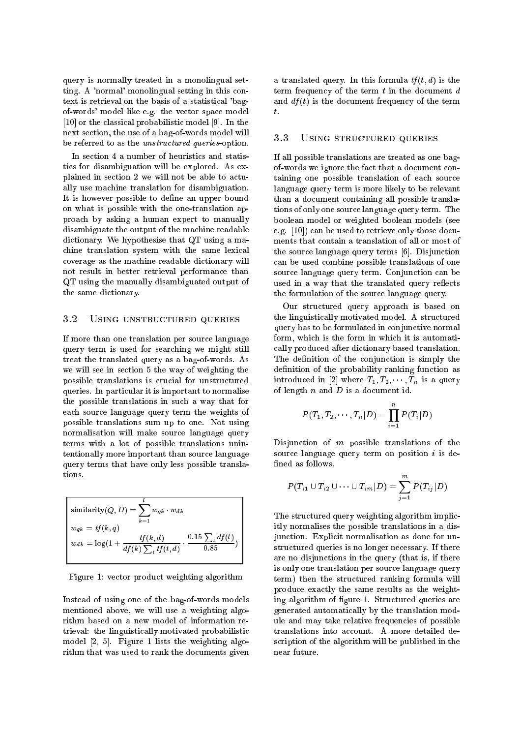query is normally treated in a monolingual setting. A 'normal' monolingual setting in this context is retrieval on the basis of a statistical 'bag-of-words' model like e.g. the vector space model [10] or the classical probabilistic model [9]. In the next section, the use of a bag-of-words model will be referred to as the *unstructured queries*-option.

In section 4 a number of heuristics and statistics for disambiguation will be explored. As explained in section 2 we will not be able to actually use machine translation for disambiguation. It is however possible to define an upper bound on what is possible with the one-translation approach by asking a human expert to manually disambiguate the output of the machine readable dictionary. We hypothesise that QT using a machine translation system with the same lexical coverage as the machine readable dictionary will not result in better retrieval performance than QT using the manually disambiguated output of the same dictionary.

### 3.2 Using unstructured queries

If more than one translation per source language query term is used for searching we might still treat the translated query as a bag-of-words. As we will see in section 5 the way of weighting the possible translations is crucial for unstructured queries. In particular it is important to normalise the possible translations in such a way that for each source language query term the weights of possible translations sum up to one. Not using normalisation will make source language query terms with a lot of possible translations unintentionally more important than source language query terms that have only less possible translations.

$$\text{similarity}(Q, D) = \sum_{k=1}^{l} w_{qk} \cdot w_{dk}$$

$$w_{qk} = tf(k, q)$$

$$w_{dk} = \log\left(1 + \frac{tf(k, d)}{df(k) \sum_t tf(t, d)} \cdot \frac{0.15 \sum_t df(t)}{0.85}\right)$$

Figure 1: vector product weighting algorithm

Instead of using one of the bag-of-words models mentioned above, we will use a weighting algorithm based on a new model of information retrieval: the linguistically motivated probabilistic model [2, 5]. Figure 1 lists the weighting algorithm that was used to rank the documents given a translated query. In this formula $tf(t, d)$ is the term frequency of the term $t$ in the document $d$ and $df(t)$ is the document frequency of the term $t$.

### 3.3 Using structured queries

If all possible translations are treated as one bag-of-words we ignore the fact that a document containing one possible translation of each source language query term is more likely to be relevant than a document containing all possible translations of only one source language query term. The boolean model or weighted boolean models (see e.g. [10]) can be used to retrieve only those documents that contain a translation of all or most of the source language query terms [6]. Disjunction can be used combine possible translations of one source language query term. Conjunction can be used in a way that the translated query reflects the formulation of the source language query.

Our structured query approach is based on the linguistically motivated model. A structured query has to be formulated in conjunctive normal form, which is the form in which it is automatically produced after dictionary based translation. The definition of the conjunction is simply the definition of the probability ranking function as introduced in [2] where $T_1, T_2, \cdots, T_n$ is a query of length $n$ and $D$ is a document id.

$$P(T_1, T_2, \cdots, T_n | D) = \prod_{i=1}^{n} P(T_i | D)$$

Disjunction of $m$ possible translations of the source language query term on position $i$ is defined as follows.

$$P(T_{i1} \cup T_{i2} \cup \cdots \cup T_{im} | D) = \sum_{j=1}^{m} P(T_{ij} | D)$$

The structured query weighting algorithm implicitly normalises the possible translations in a disjunction. Explicit normalisation as done for unstructured queries is no longer necessary. If there are no disjunctions in the query (that is, if there is only one translation per source language query term) then the structured ranking formula will produce exactly the same results as the weighting algorithm of figure 1. Structured queries are generated automatically by the translation module and may take relative frequencies of possible translations into account. A more detailed description of the algorithm will be published in the near future.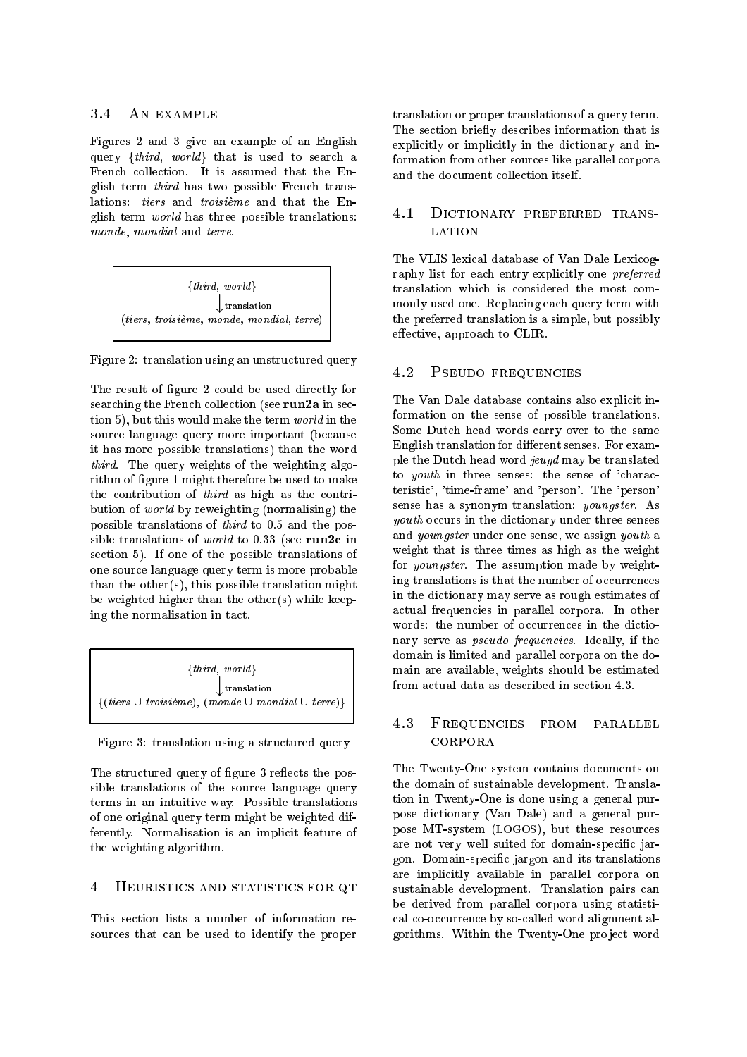### 3.4 An example

Figures 2 and 3 give an example of an English query {*third*, *world*} that is used to search a French collection. It is assumed that the English term *third* has two possible French translations: *tiers* and *troisième* and that the English term *world* has three possible translations: *monde*, *mondial* and *terre*.

$$\{\textit{third},\ \textit{world}\}$$
$$\downarrow \text{translation}$$
$$(\textit{tiers},\ \textit{troisième},\ \textit{monde},\ \textit{mondial},\ \textit{terre})$$

Figure 2: translation using an unstructured query

The result of figure 2 could be used directly for searching the French collection (see **run2a** in section 5), but this would make the term *world* in the source language query more important (because it has more possible translations) than the word *third*. The query weights of the weighting algorithm of figure 1 might therefore be used to make the contribution of *third* as high as the contribution of *world* by reweighting (normalising) the possible translations of *third* to 0.5 and the possible translations of *world* to 0.33 (see **run2c** in section 5). If one of the possible translations of one source language query term is more probable than the other(s), this possible translation might be weighted higher than the other(s) while keeping the normalisation in tact.

$$\{\textit{third},\ \textit{world}\}$$
$$\downarrow \text{translation}$$
$$\{(\textit{tiers} \cup \textit{troisième}),\ (\textit{monde} \cup \textit{mondial} \cup \textit{terre})\}$$

Figure 3: translation using a structured query

The structured query of figure 3 reflects the possible translations of the source language query terms in an intuitive way. Possible translations of one original query term might be weighted differently. Normalisation is an implicit feature of the weighting algorithm.

## 4 Heuristics and statistics for QT

This section lists a number of information resources that can be used to identify the proper translation or proper translations of a query term. The section briefly describes information that is explicitly or implicitly in the dictionary and information from other sources like parallel corpora and the document collection itself.

### 4.1 Dictionary preferred translation

The VLIS lexical database of Van Dale Lexicography list for each entry explicitly one *preferred* translation which is considered the most commonly used one. Replacing each query term with the preferred translation is a simple, but possibly effective, approach to CLIR.

### 4.2 Pseudo frequencies

The Van Dale database contains also explicit information on the sense of possible translations. Some Dutch head words carry over to the same English translation for different senses. For example the Dutch head word *jeugd* may be translated to *youth* in three senses: the sense of 'characteristic', 'time-frame' and 'person'. The 'person' sense has a synonym translation: *youngster*. As *youth* occurs in the dictionary under three senses and *youngster* under one sense, we assign *youth* a weight that is three times as high as the weight for *youngster*. The assumption made by weighting translations is that the number of occurrences in the dictionary may serve as rough estimates of actual frequencies in parallel corpora. In other words: the number of occurrences in the dictionary serve as *pseudo frequencies*. Ideally, if the domain is limited and parallel corpora on the domain are available, weights should be estimated from actual data as described in section 4.3.

### 4.3 Frequencies from parallel corpora

The Twenty-One system contains documents on the domain of sustainable development. Translation in Twenty-One is done using a general purpose dictionary (Van Dale) and a general purpose MT-system (LOGOS), but these resources are not very well suited for domain-specific jargon. Domain-specific jargon and its translations are implicitly available in parallel corpora on sustainable development. Translation pairs can be derived from parallel corpora using statistical co-occurrence by so-called word alignment algorithms. Within the Twenty-One project word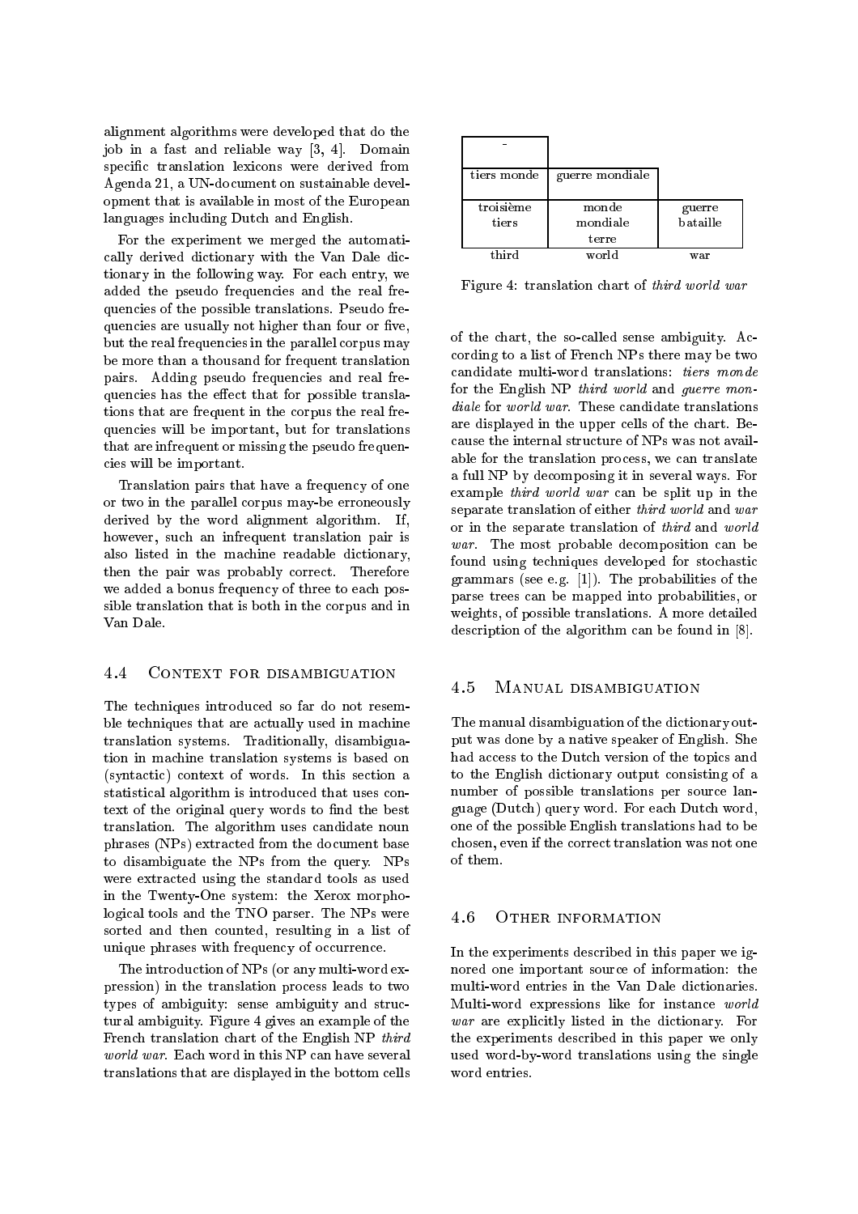alignment algorithms were developed that do the job in a fast and reliable way [3, 4]. Domain specific translation lexicons were derived from Agenda 21, a UN-document on sustainable development that is available in most of the European languages including Dutch and English.

For the experiment we merged the automatically derived dictionary with the Van Dale dictionary in the following way. For each entry, we added the pseudo frequencies and the real frequencies of the possible translations. Pseudo frequencies are usually not higher than four or five, but the real frequencies in the parallel corpus may be more than a thousand for frequent translation pairs. Adding pseudo frequencies and real frequencies has the effect that for possible translations that are frequent in the corpus the real frequencies will be important, but for translations that are infrequent or missing the pseudo frequencies will be important.

Translation pairs that have a frequency of one or two in the parallel corpus may-be erroneously derived by the word alignment algorithm. If, however, such an infrequent translation pair is also listed in the machine readable dictionary, then the pair was probably correct. Therefore we added a bonus frequency of three to each possible translation that is both in the corpus and in Van Dale.

### 4.4 Context for disambiguation

The techniques introduced so far do not resemble techniques that are actually used in machine translation systems. Traditionally, disambiguation in machine translation systems is based on (syntactic) context of words. In this section a statistical algorithm is introduced that uses context of the original query words to find the best translation. The algorithm uses candidate noun phrases (NPs) extracted from the document base to disambiguate the NPs from the query. NPs were extracted using the standard tools as used in the Twenty-One system: the Xerox morphological tools and the TNO parser. The NPs were sorted and then counted, resulting in a list of unique phrases with frequency of occurrence.

The introduction of NPs (or any multi-word expression) in the translation process leads to two types of ambiguity: sense ambiguity and structural ambiguity. Figure 4 gives an example of the French translation chart of the English NP *third world war*. Each word in this NP can have several translations that are displayed in the bottom cells of the chart, the so-called sense ambiguity. According to a list of French NPs there may be two candidate multi-word translations: *tiers monde* for the English NP *third world* and *guerre mondiale* for *world war*. These candidate translations are displayed in the upper cells of the chart. Because the internal structure of NPs was not available for the translation process, we can translate a full NP by decomposing it in several ways. For example *third world war* can be split up in the separate translation of either *third world* and *war* or in the separate translation of *third* and *world war*. The most probable decomposition can be found using techniques developed for stochastic grammars (see e.g. [1]). The probabilities of the parse trees can be mapped into probabilities, or weights, of possible translations. A more detailed description of the algorithm can be found in [8].

| - | | |
|---|---|---|
| tiers monde | guerre mondiale | |
| troisième tiers | monde mondiale terre | guerre bataille |
| third | world | war |

Figure 4: translation chart of *third world war*

### 4.5 Manual disambiguation

The manual disambiguation of the dictionary output was done by a native speaker of English. She had access to the Dutch version of the topics and to the English dictionary output consisting of a number of possible translations per source language (Dutch) query word. For each Dutch word, one of the possible English translations had to be chosen, even if the correct translation was not one of them.

### 4.6 Other information

In the experiments described in this paper we ignored one important source of information: the multi-word entries in the Van Dale dictionaries. Multi-word expressions like for instance *world war* are explicitly listed in the dictionary. For the experiments described in this paper we only used word-by-word translations using the single word entries.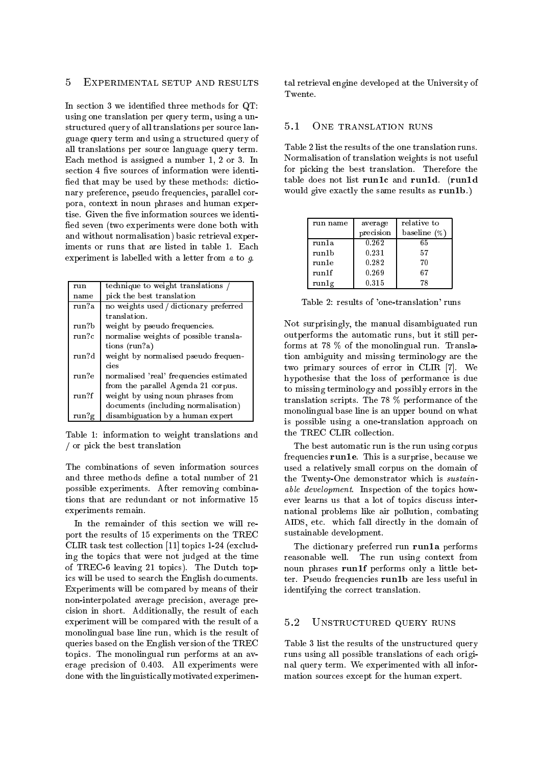## 5 Experimental setup and results

In section 3 we identified three methods for QT: using one translation per query term, using a unstructured query of all translations per source language query term and using a structured query of all translations per source language query term. Each method is assigned a number 1, 2 or 3. In section 4 five sources of information were identified that may be used by these methods: dictionary preference, pseudo frequencies, parallel corpora, context in noun phrases and human expertise. Given the five information sources we identified seven (two experiments were done both with and without normalisation) basic retrieval experiments or runs that are listed in table 1. Each experiment is labelled with a letter from *a* to *g*.

| run name | technique to weight translations / pick the best translation |
|---|---|
| run?a | no weights used / dictionary preferred translation. |
| run?b | weight by pseudo frequencies. |
| run?c | normalise weights of possible translations (run?a) |
| run?d | weight by normalised pseudo frequencies |
| run?e | normalised 'real' frequencies estimated from the parallel Agenda 21 corpus. |
| run?f | weight by using noun phrases from documents (including normalisation) |
| run?g | disambiguation by a human expert |

Table 1: information to weight translations and / or pick the best translation

The combinations of seven information sources and three methods define a total number of 21 possible experiments. After removing combinations that are redundant or not informative 15 experiments remain.

In the remainder of this section we will report the results of 15 experiments on the TREC CLIR task test collection [11] topics 1-24 (excluding the topics that were not judged at the time of TREC-6 leaving 21 topics). The Dutch topics will be used to search the English documents. Experiments will be compared by means of their non-interpolated average precision, average precision in short. Additionally, the result of each experiment will be compared with the result of a monolingual base line run, which is the result of queries based on the English version of the TREC topics. The monolingual run performs at an average precision of 0.403. All experiments were done with the linguistically motivated experimental retrieval engine developed at the University of Twente.

### 5.1 One translation runs

Table 2 list the results of the one translation runs. Normalisation of translation weights is not useful for picking the best translation. Therefore the table does not list **run1c** and **run1d**. (**run1d** would give exactly the same results as **run1b**.)

| run name | average precision | relative to baseline (%) |
|---|---|---|
| run1a | 0.262 | 65 |
| run1b | 0.231 | 57 |
| run1e | 0.282 | 70 |
| run1f | 0.269 | 67 |
| run1g | 0.315 | 78 |

Table 2: results of 'one-translation' runs

Not surprisingly, the manual disambiguated run outperforms the automatic runs, but it still performs at 78 % of the monolingual run. Translation ambiguity and missing terminology are the two primary sources of error in CLIR [7]. We hypothesise that the loss of performance is due to missing terminology and possibly errors in the translation scripts. The 78 % performance of the monolingual base line is an upper bound on what is possible using a one-translation approach on the TREC CLIR collection.

The best automatic run is the run using corpus frequencies **run1e**. This is a surprise, because we used a relatively small corpus on the domain of the Twenty-One demonstrator which is *sustainable development*. Inspection of the topics however learns us that a lot of topics discuss international problems like air pollution, combating AIDS, etc. which fall directly in the domain of sustainable development.

The dictionary preferred run **run1a** performs reasonable well. The run using context from noun phrases **run1f** performs only a little better. Pseudo frequencies **run1b** are less useful in identifying the correct translation.

### 5.2 Unstructured query runs

Table 3 list the results of the unstructured query runs using all possible translations of each original query term. We experimented with all information sources except for the human expert.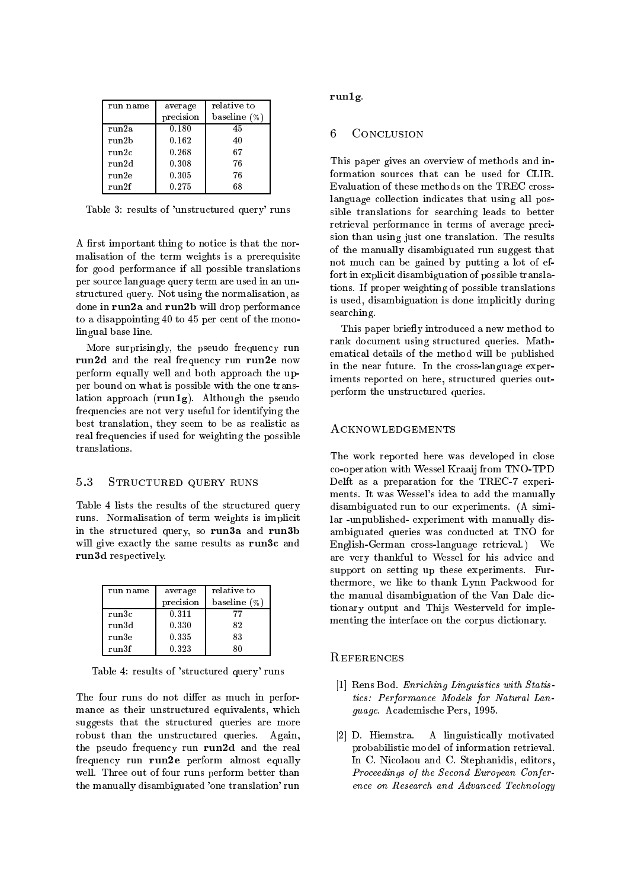| run name | average precision | relative to baseline (%) |
| --- | --- | --- |
| run2a | 0.180 | 45 |
| run2b | 0.162 | 40 |
| run2c | 0.268 | 67 |
| run2d | 0.308 | 76 |
| run2e | 0.305 | 76 |
| run2f | 0.275 | 68 |

Table 3: results of 'unstructured query' runs

A first important thing to notice is that the normalisation of the term weights is a prerequisite for good performance if all possible translations per source language query term are used in an unstructured query. Not using the normalisation, as done in **run2a** and **run2b** will drop performance to a disappointing 40 to 45 per cent of the monolingual base line.

More surprisingly, the pseudo frequency run **run2d** and the real frequency run **run2e** now perform equally well and both approach the upper bound on what is possible with the one translation approach (**run1g**). Although the pseudo frequencies are not very useful for identifying the best translation, they seem to be as realistic as real frequencies if used for weighting the possible translations.

### 5.3 Structured query runs

Table 4 lists the results of the structured query runs. Normalisation of term weights is implicit in the structured query, so **run3a** and **run3b** will give exactly the same results as **run3c** and **run3d** respectively.

| run name | average precision | relative to baseline (%) |
| --- | --- | --- |
| run3c | 0.311 | 77 |
| run3d | 0.330 | 82 |
| run3e | 0.335 | 83 |
| run3f | 0.323 | 80 |

Table 4: results of 'structured query' runs

The four runs do not differ as much in performance as their unstructured equivalents, which suggests that the structured queries are more robust than the unstructured queries. Again, the pseudo frequency run **run2d** and the real frequency run **run2e** perform almost equally well. Three out of four runs perform better than the manually disambiguated 'one translation' run **run1g**.

## 6 Conclusion

This paper gives an overview of methods and information sources that can be used for CLIR. Evaluation of these methods on the TREC cross-language collection indicates that using all possible translations for searching leads to better retrieval performance in terms of average precision than using just one translation. The results of the manually disambiguated run suggest that not much can be gained by putting a lot of effort in explicit disambiguation of possible translations. If proper weighting of possible translations is used, disambiguation is done implicitly during searching.

This paper briefly introduced a new method to rank document using structured queries. Mathematical details of the method will be published in the near future. In the cross-language experiments reported on here, structured queries outperform the unstructured queries.

## Acknowledgements

The work reported here was developed in close co-operation with Wessel Kraaij from TNO-TPD Delft as a preparation for the TREC-7 experiments. It was Wessel's idea to add the manually disambiguated run to our experiments. (A similar -unpublished- experiment with manually disambiguated queries was conducted at TNO for English-German cross-language retrieval.) We are very thankful to Wessel for his advice and support on setting up these experiments. Furthermore, we like to thank Lynn Packwood for the manual disambiguation of the Van Dale dictionary output and Thijs Westerveld for implementing the interface on the corpus dictionary.

## References

[1] Rens Bod. *Enriching Linguistics with Statistics: Performance Models for Natural Language.* Academische Pers, 1995.

[2] D. Hiemstra. A linguistically motivated probabilistic model of information retrieval. In C. Nicolaou and C. Stephanidis, editors, *Proceedings of the Second European Conference on Research and Advanced Technology*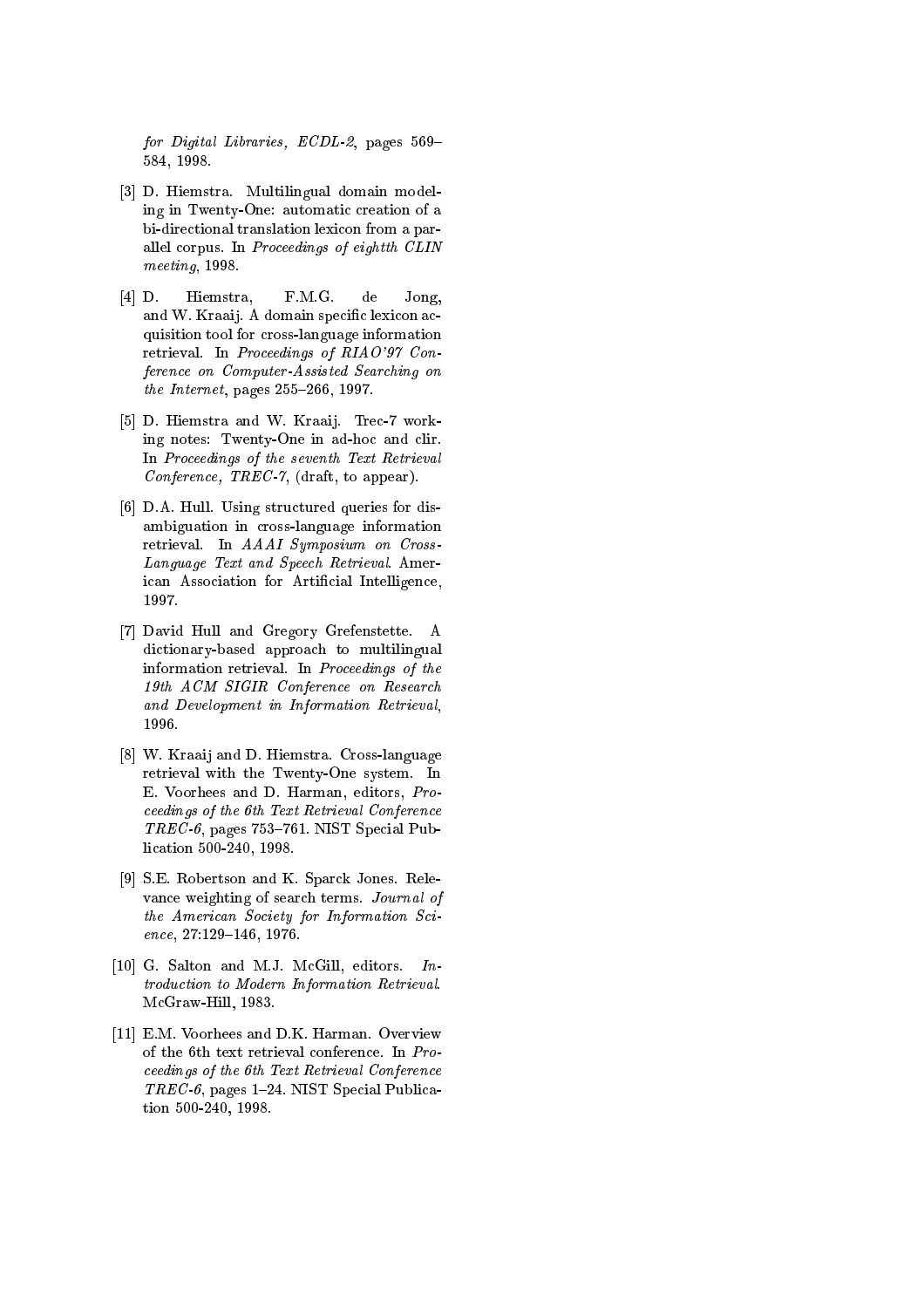*for Digital Libraries, ECDL-2*, pages 569–584, 1998.

[3] D. Hiemstra. Multilingual domain modeling in Twenty-One: automatic creation of a bi-directional translation lexicon from a parallel corpus. In *Proceedings of eightth CLIN meeting*, 1998.

[4] D. Hiemstra, F.M.G. de Jong, and W. Kraaij. A domain specific lexicon acquisition tool for cross-language information retrieval. In *Proceedings of RIAO'97 Conference on Computer-Assisted Searching on the Internet*, pages 255–266, 1997.

[5] D. Hiemstra and W. Kraaij. Trec-7 working notes: Twenty-One in ad-hoc and clir. In *Proceedings of the seventh Text Retrieval Conference, TREC-7*, (draft, to appear).

[6] D.A. Hull. Using structured queries for disambiguation in cross-language information retrieval. In *AAAI Symposium on Cross-Language Text and Speech Retrieval*. American Association for Artificial Intelligence, 1997.

[7] David Hull and Gregory Grefenstette. A dictionary-based approach to multilingual information retrieval. In *Proceedings of the 19th ACM SIGIR Conference on Research and Development in Information Retrieval*, 1996.

[8] W. Kraaij and D. Hiemstra. Cross-language retrieval with the Twenty-One system. In E. Voorhees and D. Harman, editors, *Proceedings of the 6th Text Retrieval Conference TREC-6*, pages 753–761. NIST Special Publication 500-240, 1998.

[9] S.E. Robertson and K. Sparck Jones. Relevance weighting of search terms. *Journal of the American Society for Information Science*, 27:129–146, 1976.

[10] G. Salton and M.J. McGill, editors. *Introduction to Modern Information Retrieval*. McGraw-Hill, 1983.

[11] E.M. Voorhees and D.K. Harman. Overview of the 6th text retrieval conference. In *Proceedings of the 6th Text Retrieval Conference TREC-6*, pages 1–24. NIST Special Publication 500-240, 1998.